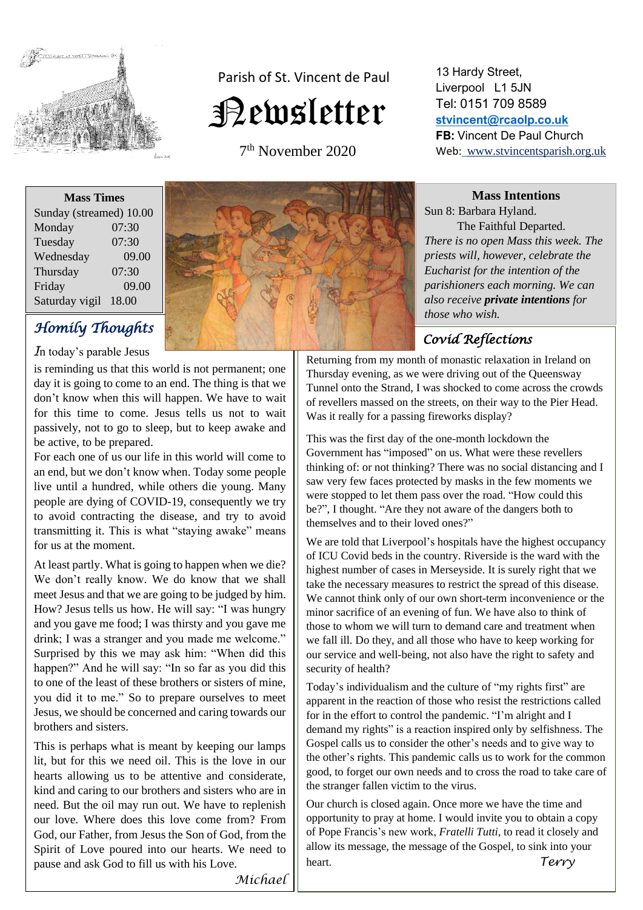Parish of St. Vincent de Paul

# Newsletter

7th November 2020

13 Hardy Street,
Liverpool L1 5JN
Tel: 0151 709 8589
**stvincent@rcaolp.co.uk**
**FB:** Vincent De Paul Church
Web: www.stvincentsparish.org.uk

| Mass Times | |
|---|---|
| Sunday (streamed) | 10.00 |
| Monday | 07:30 |
| Tuesday | 07:30 |
| Wednesday | 09.00 |
| Thursday | 07:30 |
| Friday | 09.00 |
| Saturday vigil | 18.00 |

**Mass Intentions**

Sun 8: Barbara Hyland.
The Faithful Departed.

*There is no open Mass this week. The priests will, however, celebrate the Eucharist for the intention of the parishioners each morning. We can also receive* ***private intentions*** *for those who wish.*

## Homily Thoughts

In today's parable Jesus is reminding us that this world is not permanent; one day it is going to come to an end. The thing is that we don't know when this will happen. We have to wait for this time to come. Jesus tells us not to wait passively, not to go to sleep, but to keep awake and be active, to be prepared.

For each one of us our life in this world will come to an end, but we don't know when. Today some people live until a hundred, while others die young. Many people are dying of COVID-19, consequently we try to avoid contracting the disease, and try to avoid transmitting it. This is what "staying awake" means for us at the moment.

At least partly. What is going to happen when we die? We don't really know. We do know that we shall meet Jesus and that we are going to be judged by him. How? Jesus tells us how. He will say: "I was hungry and you gave me food; I was thirsty and you gave me drink; I was a stranger and you made me welcome." Surprised by this we may ask him: "When did this happen?" And he will say: "In so far as you did this to one of the least of these brothers or sisters of mine, you did it to me." So to prepare ourselves to meet Jesus, we should be concerned and caring towards our brothers and sisters.

This is perhaps what is meant by keeping our lamps lit, but for this we need oil. This is the love in our hearts allowing us to be attentive and considerate, kind and caring to our brothers and sisters who are in need. But the oil may run out. We have to replenish our love. Where does this love come from? From God, our Father, from Jesus the Son of God, from the Spirit of Love poured into our hearts. We need to pause and ask God to fill us with his Love.

*Michael*

## Covid Reflections

Returning from my month of monastic relaxation in Ireland on Thursday evening, as we were driving out of the Queensway Tunnel onto the Strand, I was shocked to come across the crowds of revellers massed on the streets, on their way to the Pier Head. Was it really for a passing fireworks display?

This was the first day of the one-month lockdown the Government has "imposed" on us. What were these revellers thinking of: or not thinking? There was no social distancing and I saw very few faces protected by masks in the few moments we were stopped to let them pass over the road. "How could this be?", I thought. "Are they not aware of the dangers both to themselves and to their loved ones?"

We are told that Liverpool's hospitals have the highest occupancy of ICU Covid beds in the country. Riverside is the ward with the highest number of cases in Merseyside. It is surely right that we take the necessary measures to restrict the spread of this disease. We cannot think only of our own short-term inconvenience or the minor sacrifice of an evening of fun. We have also to think of those to whom we will turn to demand care and treatment when we fall ill. Do they, and all those who have to keep working for our service and well-being, not also have the right to safety and security of health?

Today's individualism and the culture of "my rights first" are apparent in the reaction of those who resist the restrictions called for in the effort to control the pandemic. "I'm alright and I demand my rights" is a reaction inspired only by selfishness. The Gospel calls us to consider the other's needs and to give way to the other's rights. This pandemic calls us to work for the common good, to forget our own needs and to cross the road to take care of the stranger fallen victim to the virus.

Our church is closed again. Once more we have the time and opportunity to pray at home. I would invite you to obtain a copy of Pope Francis's new work, *Fratelli Tutti*, to read it closely and allow its message, the message of the Gospel, to sink into your heart.

*Terry*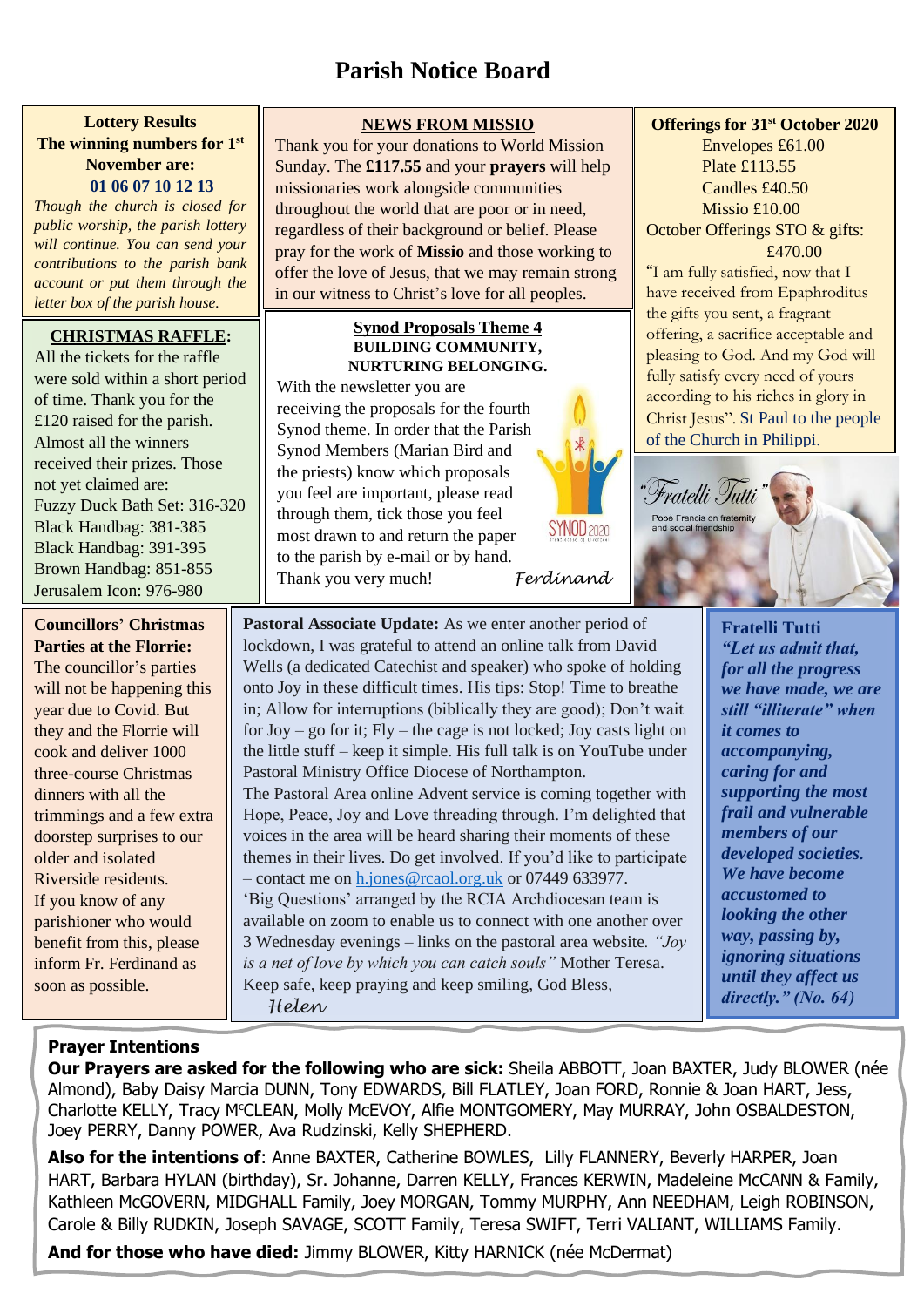# Parish Notice Board

## Lottery Results

**The winning numbers for 1st November are:**

**01 06 07 10 12 13**

*Though the church is closed for public worship, the parish lottery will continue. You can send your contributions to the parish bank account or put them through the letter box of the parish house.*

## CHRISTMAS RAFFLE:

All the tickets for the raffle were sold within a short period of time. Thank you for the £120 raised for the parish. Almost all the winners received their prizes. Those not yet claimed are:

Fuzzy Duck Bath Set: 316-320
Black Handbag: 381-385
Black Handbag: 391-395
Brown Handbag: 851-855
Jerusalem Icon: 976-980

## NEWS FROM MISSIO

Thank you for your donations to World Mission Sunday. The **£117.55** and your **prayers** will help missionaries work alongside communities throughout the world that are poor or in need, regardless of their background or belief. Please pray for the work of **Missio** and those working to offer the love of Jesus, that we may remain strong in our witness to Christ's love for all peoples.

## Synod Proposals Theme 4

**BUILDING COMMUNITY, NURTURING BELONGING.**

With the newsletter you are receiving the proposals for the fourth Synod theme. In order that the Parish Synod Members (Marian Bird and the priests) know which proposals you feel are important, please read through them, tick those you feel most drawn to and return the paper to the parish by e-mail or by hand.

Thank you very much! *Ferdinand*

SYNOD 2020

## Offerings for 31st October 2020

Envelopes £61.00
Plate £113.55
Candles £40.50
Missio £10.00
October Offerings STO & gifts: £470.00

"I am fully satisfied, now that I have received from Epaphroditus the gifts you sent, a fragrant offering, a sacrifice acceptable and pleasing to God. And my God will fully satisfy every need of yours according to his riches in glory in Christ Jesus". St Paul to the people of the Church in Philippi.

*"Fratelli Tutti"*
Pope Francis on fraternity and social friendship

## Councillors' Christmas Parties at the Florrie:

The councillor's parties will not be happening this year due to Covid. But they and the Florrie will cook and deliver 1000 three-course Christmas dinners with all the trimmings and a few extra doorstep surprises to our older and isolated Riverside residents.

If you know of any parishioner who would benefit from this, please inform Fr. Ferdinand as soon as possible.

**Pastoral Associate Update:** As we enter another period of lockdown, I was grateful to attend an online talk from David Wells (a dedicated Catechist and speaker) who spoke of holding onto Joy in these difficult times. His tips: Stop! Time to breathe in; Allow for interruptions (biblically they are good); Don't wait for Joy – go for it; Fly – the cage is not locked; Joy casts light on the little stuff – keep it simple. His full talk is on YouTube under Pastoral Ministry Office Diocese of Northampton.

The Pastoral Area online Advent service is coming together with Hope, Peace, Joy and Love threading through. I'm delighted that voices in the area will be heard sharing their moments of these themes in their lives. Do get involved. If you'd like to participate – contact me on h.jones@rcaol.org.uk or 07449 633977.

'Big Questions' arranged by the RCIA Archdiocesan team is available on zoom to enable us to connect with one another over 3 Wednesday evenings – links on the pastoral area website. *"Joy is a net of love by which you can catch souls"* Mother Teresa.

Keep safe, keep praying and keep smiling, God Bless,

*Helen*

## Fratelli Tutti

***"Let us admit that, for all the progress we have made, we are still "illiterate" when it comes to accompanying, caring for and supporting the most frail and vulnerable members of our developed societies. We have become accustomed to looking the other way, passing by, ignoring situations until they affect us directly." (No. 64)***

## Prayer Intentions

**Our Prayers are asked for the following who are sick:** Sheila ABBOTT, Joan BAXTER, Judy BLOWER (née Almond), Baby Daisy Marcia DUNN, Tony EDWARDS, Bill FLATLEY, Joan FORD, Ronnie & Joan HART, Jess, Charlotte KELLY, Tracy McCLEAN, Molly McEVOY, Alfie MONTGOMERY, May MURRAY, John OSBALDESTON, Joey PERRY, Danny POWER, Ava Rudzinski, Kelly SHEPHERD.

**Also for the intentions of**: Anne BAXTER, Catherine BOWLES, Lilly FLANNERY, Beverly HARPER, Joan HART, Barbara HYLAN (birthday), Sr. Johanne, Darren KELLY, Frances KERWIN, Madeleine McCANN & Family, Kathleen McGOVERN, MIDGHALL Family, Joey MORGAN, Tommy MURPHY, Ann NEEDHAM, Leigh ROBINSON, Carole & Billy RUDKIN, Joseph SAVAGE, SCOTT Family, Teresa SWIFT, Terri VALIANT, WILLIAMS Family.

**And for those who have died:** Jimmy BLOWER, Kitty HARNICK (née McDermat)